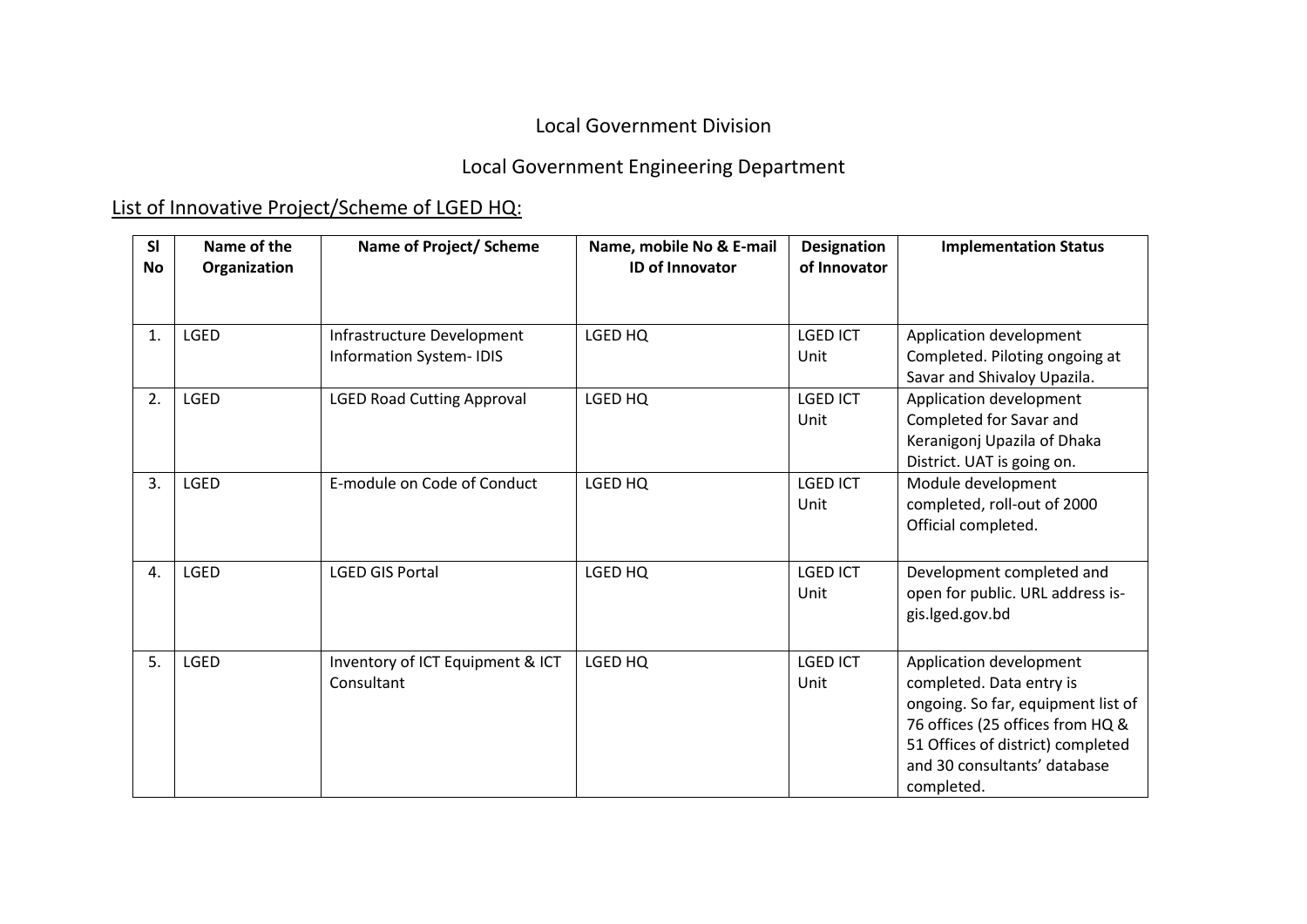Local Government Division

Local Government Engineering Department

List of Innovative Project/Scheme of LGED HQ:

| Sl No | Name of the Organization | Name of Project/ Scheme | Name, mobile No & E-mail ID of Innovator | Designation of Innovator | Implementation Status |
|---|---|---|---|---|---|
| 1. | LGED | Infrastructure Development Information System- IDIS | LGED HQ | LGED ICT Unit | Application development Completed. Piloting ongoing at Savar and Shivaloy Upazila. |
| 2. | LGED | LGED Road Cutting Approval | LGED HQ | LGED ICT Unit | Application development Completed for Savar and Keranigonj Upazila of Dhaka District. UAT is going on. |
| 3. | LGED | E-module on Code of Conduct | LGED HQ | LGED ICT Unit | Module development completed, roll-out of 2000 Official completed. |
| 4. | LGED | LGED GIS Portal | LGED HQ | LGED ICT Unit | Development completed and open for public. URL address is- gis.lged.gov.bd |
| 5. | LGED | Inventory of ICT Equipment & ICT Consultant | LGED HQ | LGED ICT Unit | Application development completed. Data entry is ongoing. So far, equipment list of 76 offices (25 offices from HQ & 51 Offices of district) completed and 30 consultants' database completed. |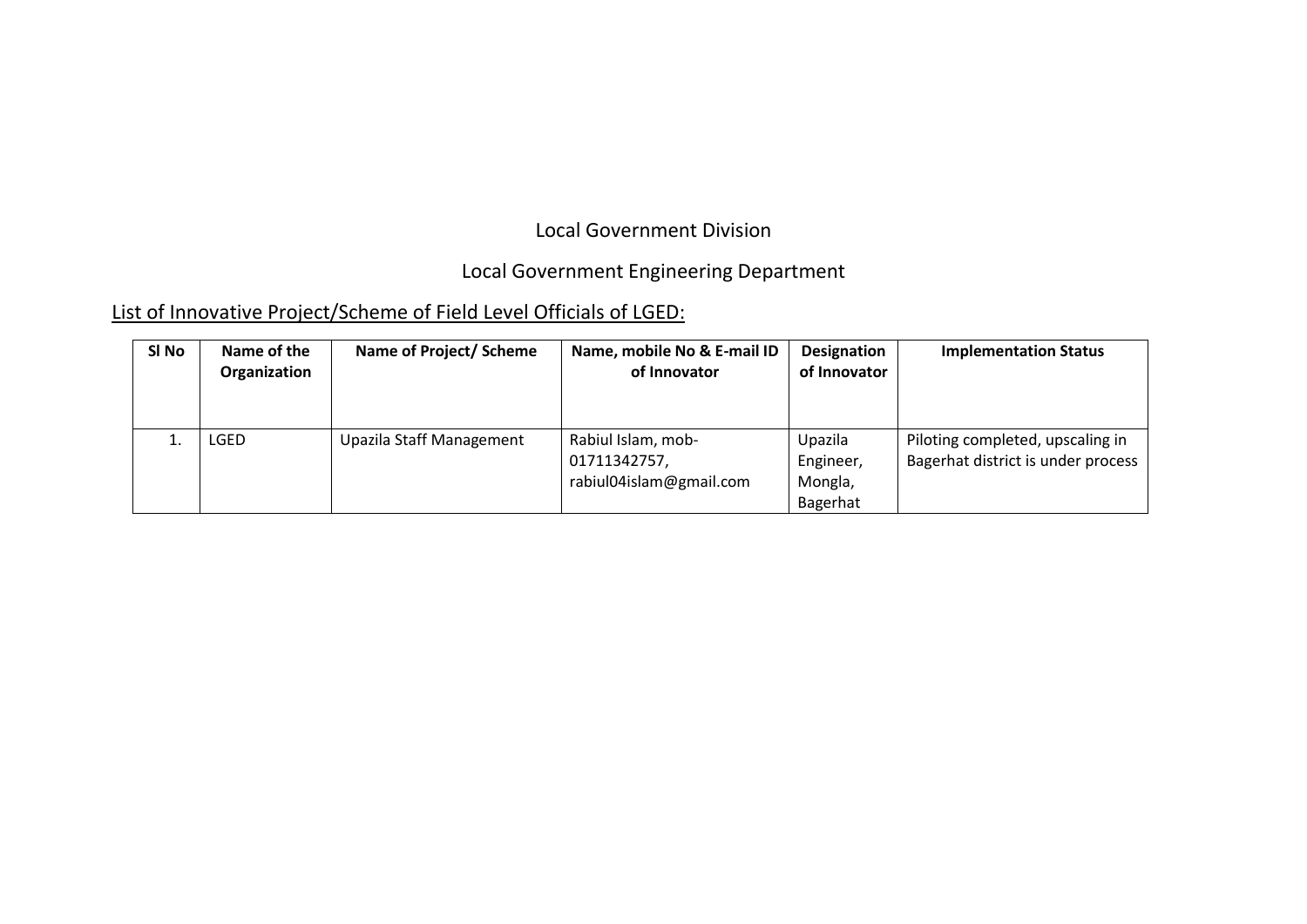Local Government Division

Local Government Engineering Department

List of Innovative Project/Scheme of Field Level Officials of LGED:

| Sl No | Name of the Organization | Name of Project/ Scheme | Name, mobile No & E-mail ID of Innovator | Designation of Innovator | Implementation Status |
|---|---|---|---|---|---|
| 1. | LGED | Upazila Staff Management | Rabiul Islam, mob-01711342757, rabiul04islam@gmail.com | Upazila Engineer, Mongla, Bagerhat | Piloting completed, upscaling in Bagerhat district is under process |